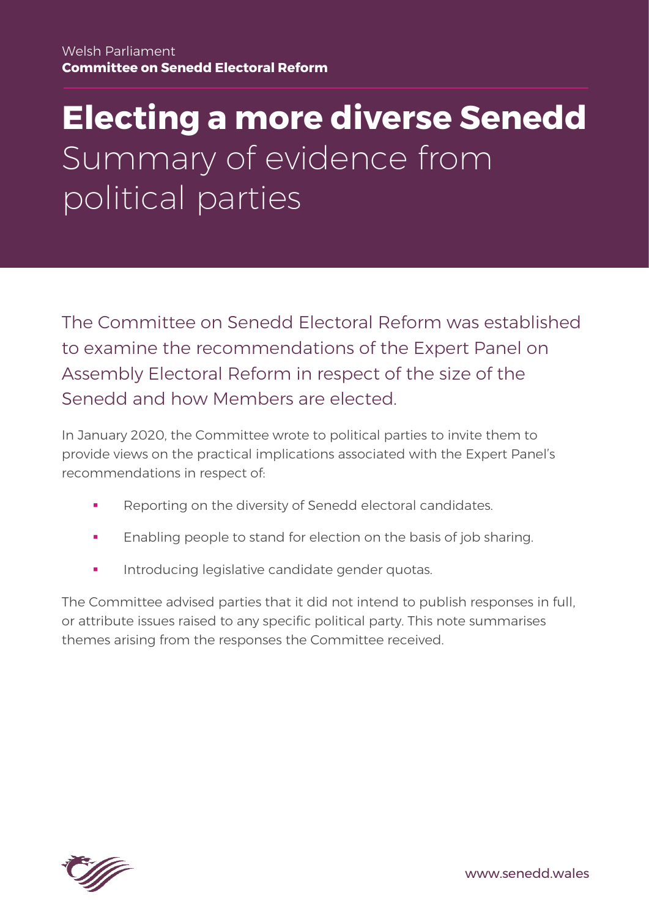Welsh Parliament
**Committee on Senedd Electoral Reform**

# Electing a more diverse Senedd

## Summary of evidence from political parties

The Committee on Senedd Electoral Reform was established to examine the recommendations of the Expert Panel on Assembly Electoral Reform in respect of the size of the Senedd and how Members are elected.

In January 2020, the Committee wrote to political parties to invite them to provide views on the practical implications associated with the Expert Panel's recommendations in respect of:

- Reporting on the diversity of Senedd electoral candidates.
- Enabling people to stand for election on the basis of job sharing.
- Introducing legislative candidate gender quotas.

The Committee advised parties that it did not intend to publish responses in full, or attribute issues raised to any specific political party. This note summarises themes arising from the responses the Committee received.

www.senedd.wales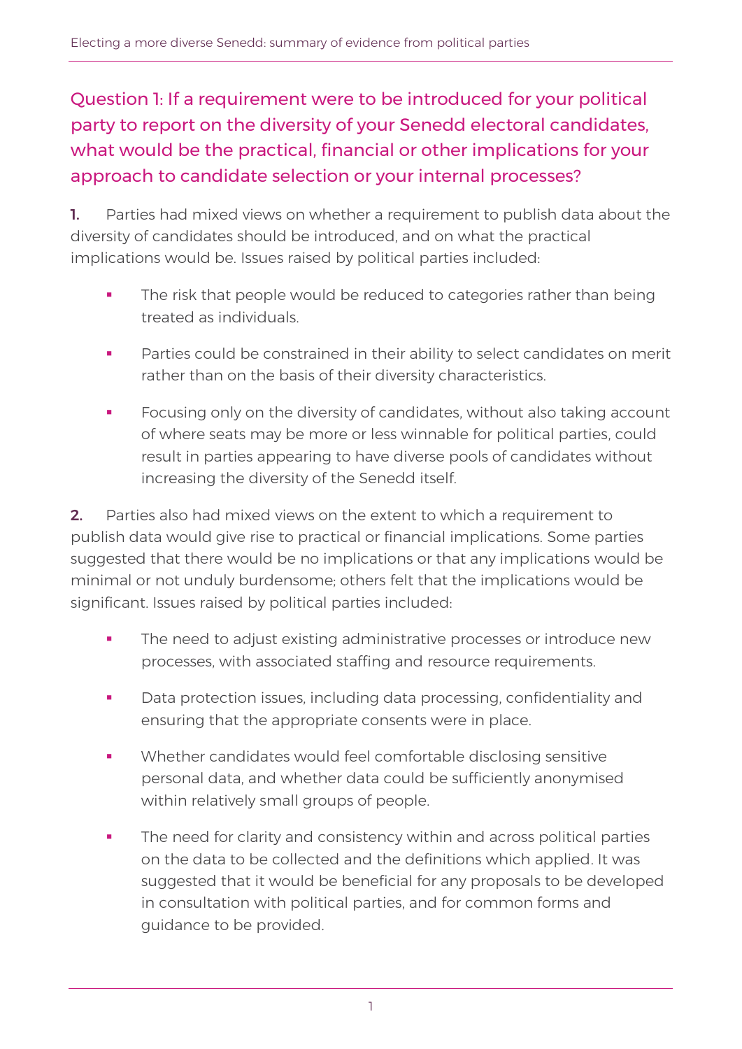## Question 1: If a requirement were to be introduced for your political party to report on the diversity of your Senedd electoral candidates, what would be the practical, financial or other implications for your approach to candidate selection or your internal processes?

**1.** Parties had mixed views on whether a requirement to publish data about the diversity of candidates should be introduced, and on what the practical implications would be. Issues raised by political parties included:

- The risk that people would be reduced to categories rather than being treated as individuals.
- Parties could be constrained in their ability to select candidates on merit rather than on the basis of their diversity characteristics.
- Focusing only on the diversity of candidates, without also taking account of where seats may be more or less winnable for political parties, could result in parties appearing to have diverse pools of candidates without increasing the diversity of the Senedd itself.

**2.** Parties also had mixed views on the extent to which a requirement to publish data would give rise to practical or financial implications. Some parties suggested that there would be no implications or that any implications would be minimal or not unduly burdensome; others felt that the implications would be significant. Issues raised by political parties included:

- The need to adjust existing administrative processes or introduce new processes, with associated staffing and resource requirements.
- Data protection issues, including data processing, confidentiality and ensuring that the appropriate consents were in place.
- Whether candidates would feel comfortable disclosing sensitive personal data, and whether data could be sufficiently anonymised within relatively small groups of people.
- The need for clarity and consistency within and across political parties on the data to be collected and the definitions which applied. It was suggested that it would be beneficial for any proposals to be developed in consultation with political parties, and for common forms and guidance to be provided.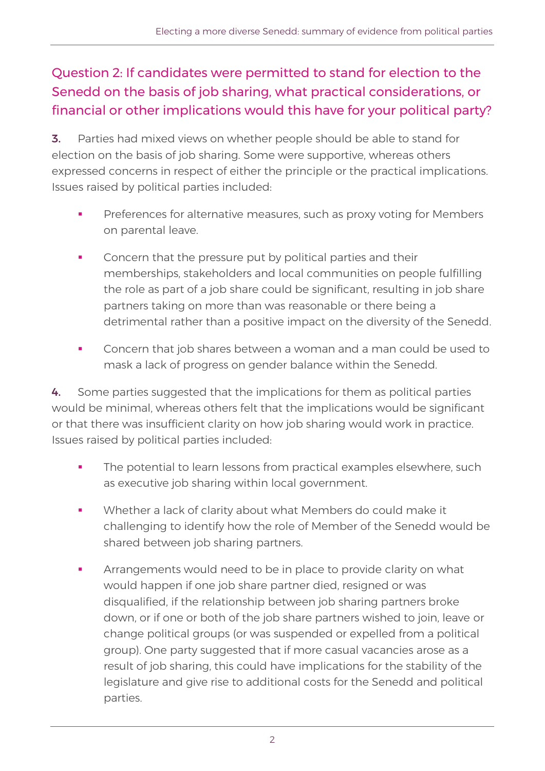## Question 2: If candidates were permitted to stand for election to the Senedd on the basis of job sharing, what practical considerations, or financial or other implications would this have for your political party?

**3.** Parties had mixed views on whether people should be able to stand for election on the basis of job sharing. Some were supportive, whereas others expressed concerns in respect of either the principle or the practical implications. Issues raised by political parties included:

- Preferences for alternative measures, such as proxy voting for Members on parental leave.
- Concern that the pressure put by political parties and their memberships, stakeholders and local communities on people fulfilling the role as part of a job share could be significant, resulting in job share partners taking on more than was reasonable or there being a detrimental rather than a positive impact on the diversity of the Senedd.
- Concern that job shares between a woman and a man could be used to mask a lack of progress on gender balance within the Senedd.

**4.** Some parties suggested that the implications for them as political parties would be minimal, whereas others felt that the implications would be significant or that there was insufficient clarity on how job sharing would work in practice. Issues raised by political parties included:

- The potential to learn lessons from practical examples elsewhere, such as executive job sharing within local government.
- Whether a lack of clarity about what Members do could make it challenging to identify how the role of Member of the Senedd would be shared between job sharing partners.
- Arrangements would need to be in place to provide clarity on what would happen if one job share partner died, resigned or was disqualified, if the relationship between job sharing partners broke down, or if one or both of the job share partners wished to join, leave or change political groups (or was suspended or expelled from a political group). One party suggested that if more casual vacancies arose as a result of job sharing, this could have implications for the stability of the legislature and give rise to additional costs for the Senedd and political parties.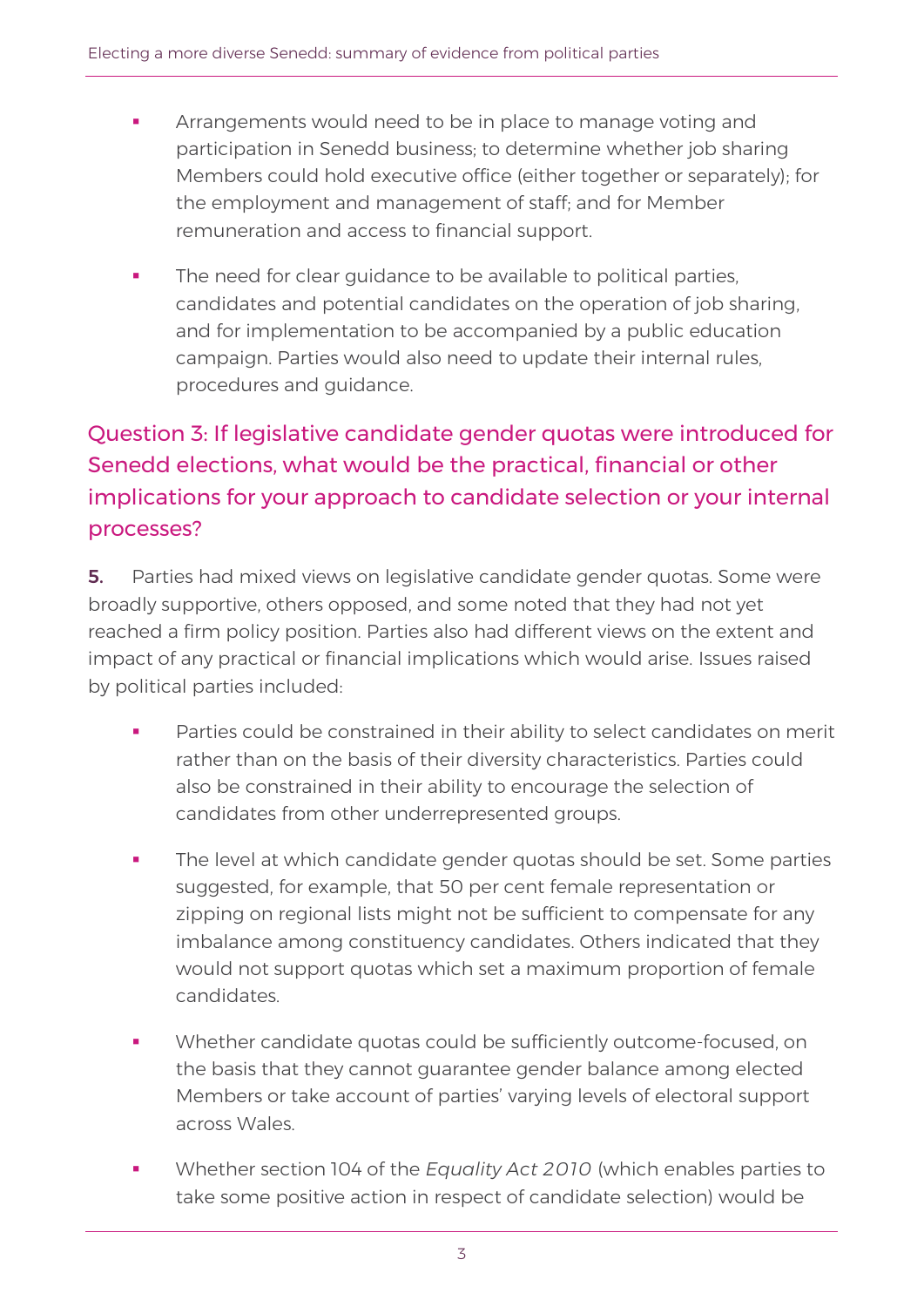- Arrangements would need to be in place to manage voting and participation in Senedd business; to determine whether job sharing Members could hold executive office (either together or separately); for the employment and management of staff; and for Member remuneration and access to financial support.
- The need for clear guidance to be available to political parties, candidates and potential candidates on the operation of job sharing, and for implementation to be accompanied by a public education campaign. Parties would also need to update their internal rules, procedures and guidance.

## Question 3: If legislative candidate gender quotas were introduced for Senedd elections, what would be the practical, financial or other implications for your approach to candidate selection or your internal processes?

**5.** Parties had mixed views on legislative candidate gender quotas. Some were broadly supportive, others opposed, and some noted that they had not yet reached a firm policy position. Parties also had different views on the extent and impact of any practical or financial implications which would arise. Issues raised by political parties included:

- Parties could be constrained in their ability to select candidates on merit rather than on the basis of their diversity characteristics. Parties could also be constrained in their ability to encourage the selection of candidates from other underrepresented groups.
- The level at which candidate gender quotas should be set. Some parties suggested, for example, that 50 per cent female representation or zipping on regional lists might not be sufficient to compensate for any imbalance among constituency candidates. Others indicated that they would not support quotas which set a maximum proportion of female candidates.
- Whether candidate quotas could be sufficiently outcome-focused, on the basis that they cannot guarantee gender balance among elected Members or take account of parties' varying levels of electoral support across Wales.
- Whether section 104 of the *Equality Act 2010* (which enables parties to take some positive action in respect of candidate selection) would be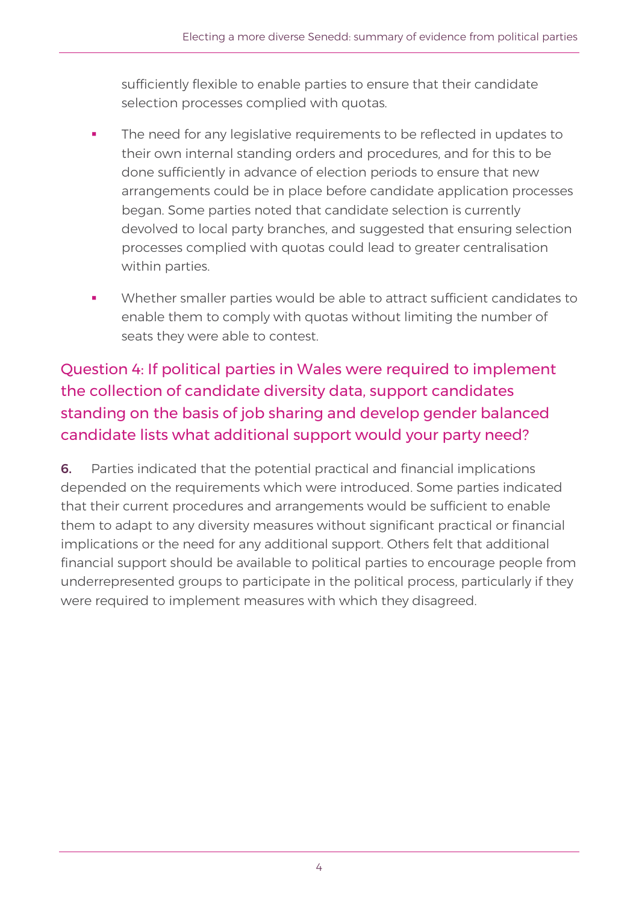sufficiently flexible to enable parties to ensure that their candidate selection processes complied with quotas.

- The need for any legislative requirements to be reflected in updates to their own internal standing orders and procedures, and for this to be done sufficiently in advance of election periods to ensure that new arrangements could be in place before candidate application processes began. Some parties noted that candidate selection is currently devolved to local party branches, and suggested that ensuring selection processes complied with quotas could lead to greater centralisation within parties.
- Whether smaller parties would be able to attract sufficient candidates to enable them to comply with quotas without limiting the number of seats they were able to contest.

## Question 4: If political parties in Wales were required to implement the collection of candidate diversity data, support candidates standing on the basis of job sharing and develop gender balanced candidate lists what additional support would your party need?

**6.** Parties indicated that the potential practical and financial implications depended on the requirements which were introduced. Some parties indicated that their current procedures and arrangements would be sufficient to enable them to adapt to any diversity measures without significant practical or financial implications or the need for any additional support. Others felt that additional financial support should be available to political parties to encourage people from underrepresented groups to participate in the political process, particularly if they were required to implement measures with which they disagreed.